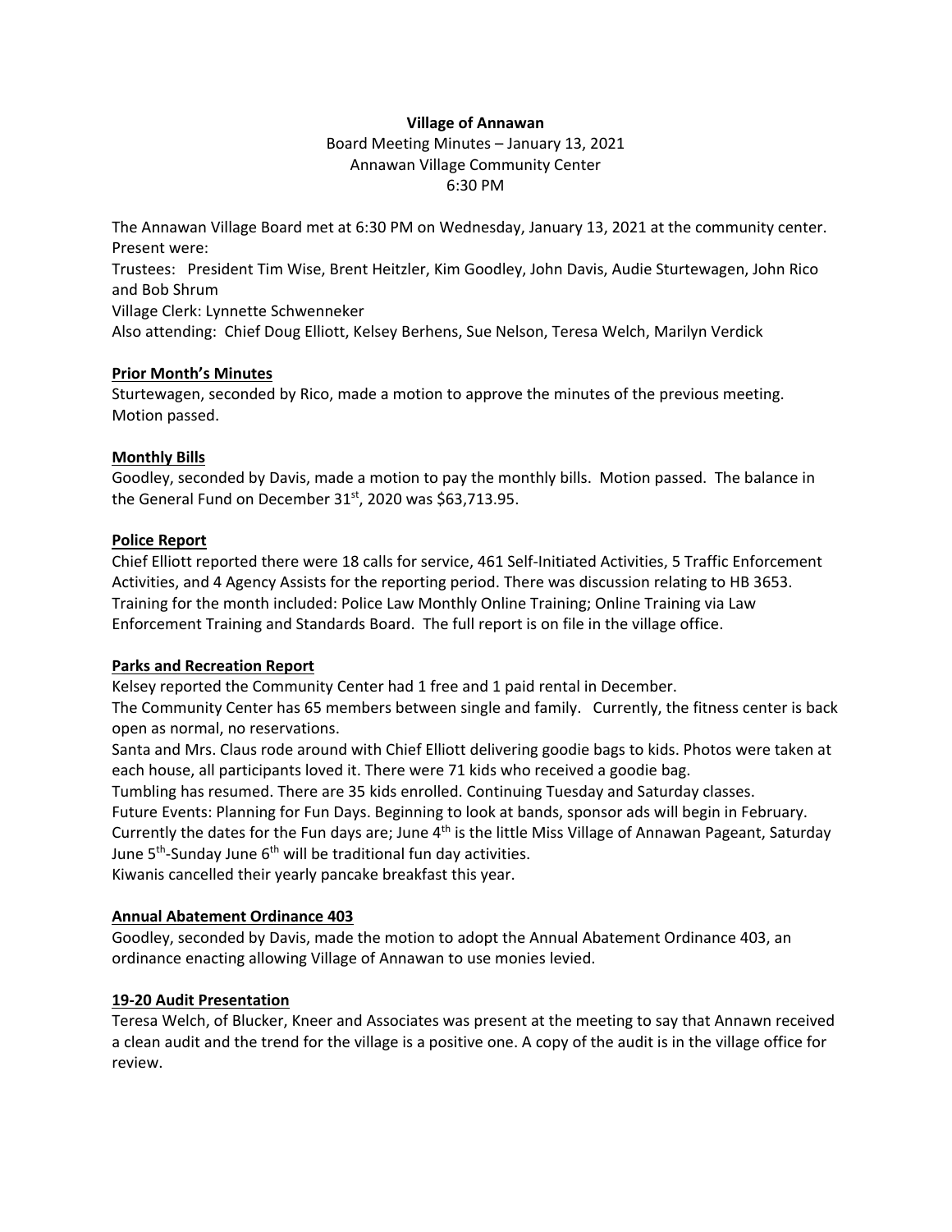**Village of Annawan**

Board Meeting Minutes – January 13, 2021
Annawan Village Community Center
6:30 PM

The Annawan Village Board met at 6:30 PM on Wednesday, January 13, 2021 at the community center. Present were:
Trustees: President Tim Wise, Brent Heitzler, Kim Goodley, John Davis, Audie Sturtewagen, John Rico and Bob Shrum
Village Clerk: Lynnette Schwenneker
Also attending: Chief Doug Elliott, Kelsey Berhens, Sue Nelson, Teresa Welch, Marilyn Verdick

**Prior Month's Minutes**

Sturtewagen, seconded by Rico, made a motion to approve the minutes of the previous meeting. Motion passed.

**Monthly Bills**

Goodley, seconded by Davis, made a motion to pay the monthly bills. Motion passed. The balance in the General Fund on December 31st, 2020 was $63,713.95.

**Police Report**

Chief Elliott reported there were 18 calls for service, 461 Self-Initiated Activities, 5 Traffic Enforcement Activities, and 4 Agency Assists for the reporting period. There was discussion relating to HB 3653. Training for the month included: Police Law Monthly Online Training; Online Training via Law Enforcement Training and Standards Board. The full report is on file in the village office.

**Parks and Recreation Report**

Kelsey reported the Community Center had 1 free and 1 paid rental in December.
The Community Center has 65 members between single and family. Currently, the fitness center is back open as normal, no reservations.
Santa and Mrs. Claus rode around with Chief Elliott delivering goodie bags to kids. Photos were taken at each house, all participants loved it. There were 71 kids who received a goodie bag.
Tumbling has resumed. There are 35 kids enrolled. Continuing Tuesday and Saturday classes.
Future Events: Planning for Fun Days. Beginning to look at bands, sponsor ads will begin in February. Currently the dates for the Fun days are; June 4th is the little Miss Village of Annawan Pageant, Saturday June 5th-Sunday June 6th will be traditional fun day activities.
Kiwanis cancelled their yearly pancake breakfast this year.

**Annual Abatement Ordinance 403**

Goodley, seconded by Davis, made the motion to adopt the Annual Abatement Ordinance 403, an ordinance enacting allowing Village of Annawan to use monies levied.

**19-20 Audit Presentation**

Teresa Welch, of Blucker, Kneer and Associates was present at the meeting to say that Annawn received a clean audit and the trend for the village is a positive one. A copy of the audit is in the village office for review.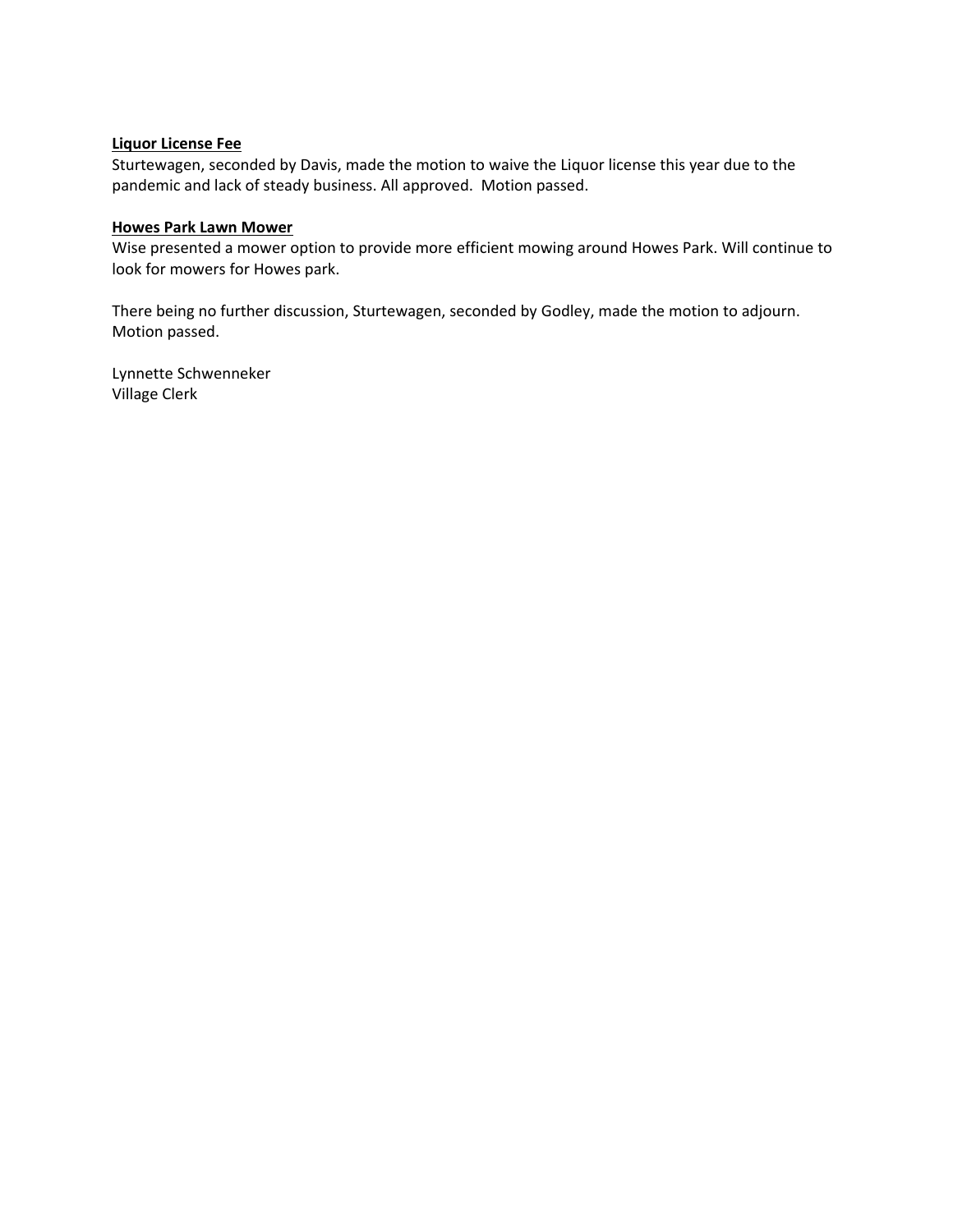**Liquor License Fee**

Sturtewagen, seconded by Davis, made the motion to waive the Liquor license this year due to the pandemic and lack of steady business. All approved. Motion passed.

**Howes Park Lawn Mower**

Wise presented a mower option to provide more efficient mowing around Howes Park. Will continue to look for mowers for Howes park.

There being no further discussion, Sturtewagen, seconded by Godley, made the motion to adjourn. Motion passed.

Lynnette Schwenneker
Village Clerk